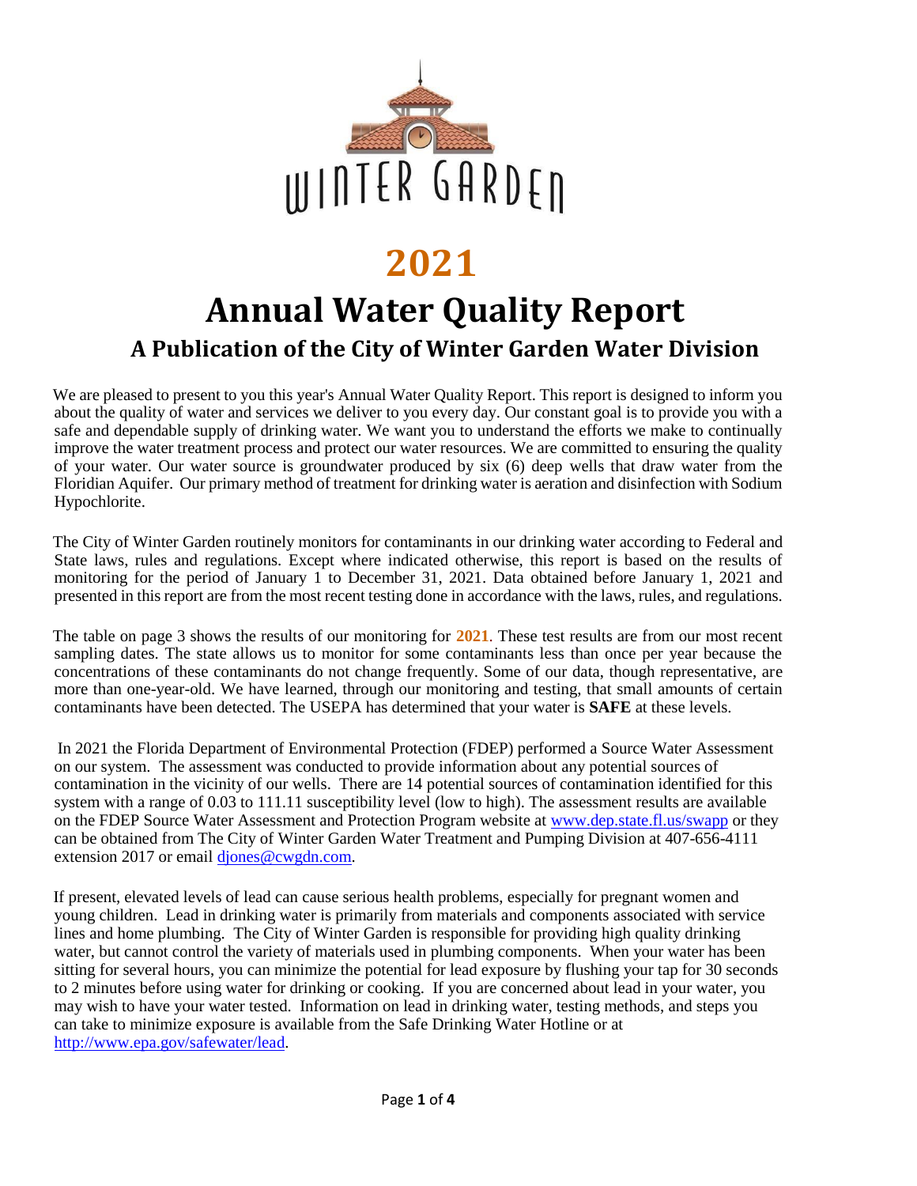WINTER GARDEN

# 2021

# Annual Water Quality Report

## A Publication of the City of Winter Garden Water Division

We are pleased to present to you this year's Annual Water Quality Report. This report is designed to inform you about the quality of water and services we deliver to you every day. Our constant goal is to provide you with a safe and dependable supply of drinking water. We want you to understand the efforts we make to continually improve the water treatment process and protect our water resources. We are committed to ensuring the quality of your water. Our water source is groundwater produced by six (6) deep wells that draw water from the Floridian Aquifer. Our primary method of treatment for drinking water is aeration and disinfection with Sodium Hypochlorite.

The City of Winter Garden routinely monitors for contaminants in our drinking water according to Federal and State laws, rules and regulations. Except where indicated otherwise, this report is based on the results of monitoring for the period of January 1 to December 31, 2021. Data obtained before January 1, 2021 and presented in this report are from the most recent testing done in accordance with the laws, rules, and regulations.

The table on page 3 shows the results of our monitoring for **2021**. These test results are from our most recent sampling dates. The state allows us to monitor for some contaminants less than once per year because the concentrations of these contaminants do not change frequently. Some of our data, though representative, are more than one-year-old. We have learned, through our monitoring and testing, that small amounts of certain contaminants have been detected. The USEPA has determined that your water is **SAFE** at these levels.

In 2021 the Florida Department of Environmental Protection (FDEP) performed a Source Water Assessment on our system. The assessment was conducted to provide information about any potential sources of contamination in the vicinity of our wells. There are 14 potential sources of contamination identified for this system with a range of 0.03 to 111.11 susceptibility level (low to high). The assessment results are available on the FDEP Source Water Assessment and Protection Program website at [www.dep.state.fl.us/swapp](www.dep.state.fl.us/swapp) or they can be obtained from The City of Winter Garden Water Treatment and Pumping Division at 407-656-4111 extension 2017 or email [djones@cwgdn.com](mailto:djones@cwgdn.com).

If present, elevated levels of lead can cause serious health problems, especially for pregnant women and young children. Lead in drinking water is primarily from materials and components associated with service lines and home plumbing. The City of Winter Garden is responsible for providing high quality drinking water, but cannot control the variety of materials used in plumbing components. When your water has been sitting for several hours, you can minimize the potential for lead exposure by flushing your tap for 30 seconds to 2 minutes before using water for drinking or cooking. If you are concerned about lead in your water, you may wish to have your water tested. Information on lead in drinking water, testing methods, and steps you can take to minimize exposure is available from the Safe Drinking Water Hotline or at [http://www.epa.gov/safewater/lead](http://www.epa.gov/safewater/lead).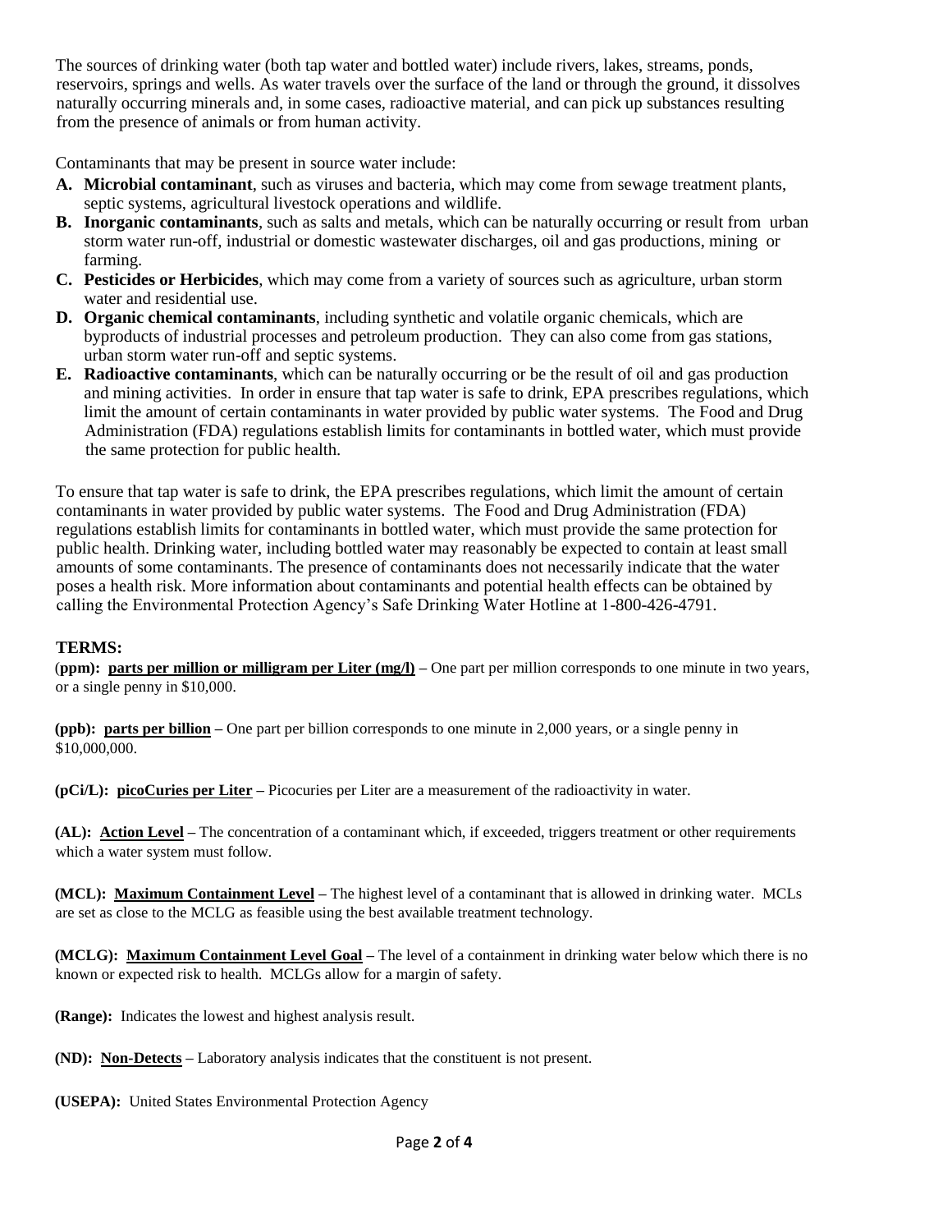The sources of drinking water (both tap water and bottled water) include rivers, lakes, streams, ponds, reservoirs, springs and wells. As water travels over the surface of the land or through the ground, it dissolves naturally occurring minerals and, in some cases, radioactive material, and can pick up substances resulting from the presence of animals or from human activity.

Contaminants that may be present in source water include:

- **A. Microbial contaminant**, such as viruses and bacteria, which may come from sewage treatment plants, septic systems, agricultural livestock operations and wildlife.
- **B. Inorganic contaminants**, such as salts and metals, which can be naturally occurring or result from urban storm water run-off, industrial or domestic wastewater discharges, oil and gas productions, mining or farming.
- **C. Pesticides or Herbicides**, which may come from a variety of sources such as agriculture, urban storm water and residential use.
- **D. Organic chemical contaminants**, including synthetic and volatile organic chemicals, which are byproducts of industrial processes and petroleum production. They can also come from gas stations, urban storm water run-off and septic systems.
- **E. Radioactive contaminants**, which can be naturally occurring or be the result of oil and gas production and mining activities. In order in ensure that tap water is safe to drink, EPA prescribes regulations, which limit the amount of certain contaminants in water provided by public water systems. The Food and Drug Administration (FDA) regulations establish limits for contaminants in bottled water, which must provide the same protection for public health.

To ensure that tap water is safe to drink, the EPA prescribes regulations, which limit the amount of certain contaminants in water provided by public water systems. The Food and Drug Administration (FDA) regulations establish limits for contaminants in bottled water, which must provide the same protection for public health. Drinking water, including bottled water may reasonably be expected to contain at least small amounts of some contaminants. The presence of contaminants does not necessarily indicate that the water poses a health risk. More information about contaminants and potential health effects can be obtained by calling the Environmental Protection Agency's Safe Drinking Water Hotline at 1-800-426-4791.

## TERMS:

**(ppm): parts per million or milligram per Liter (mg/l)** – One part per million corresponds to one minute in two years, or a single penny in $10,000.

**(ppb): parts per billion** – One part per billion corresponds to one minute in 2,000 years, or a single penny in $10,000,000.

**(pCi/L): picoCuries per Liter** – Picocuries per Liter are a measurement of the radioactivity in water.

**(AL): Action Level** – The concentration of a contaminant which, if exceeded, triggers treatment or other requirements which a water system must follow.

**(MCL): Maximum Containment Level** – The highest level of a contaminant that is allowed in drinking water. MCLs are set as close to the MCLG as feasible using the best available treatment technology.

**(MCLG): Maximum Containment Level Goal** – The level of a containment in drinking water below which there is no known or expected risk to health. MCLGs allow for a margin of safety.

**(Range):** Indicates the lowest and highest analysis result.

**(ND): Non-Detects** – Laboratory analysis indicates that the constituent is not present.

**(USEPA):** United States Environmental Protection Agency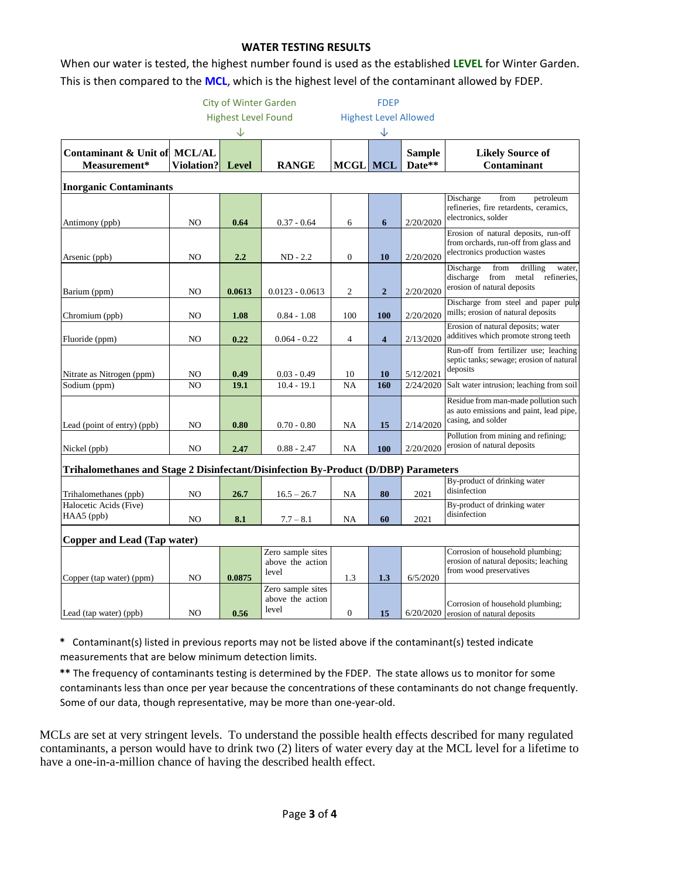## WATER TESTING RESULTS

When our water is tested, the highest number found is used as the established **LEVEL** for Winter Garden. This is then compared to the **MCL**, which is the highest level of the contaminant allowed by FDEP.

City of Winter Garden Highest Level Found ↓ FDEP Highest Level Allowed ↓

| Contaminant & Unit of Measurement* | MCL/AL Violation? | Level | RANGE | MCGL | MCL | Sample Date** | Likely Source of Contaminant |
|---|---|---|---|---|---|---|---|
| **Inorganic Contaminants** | | | | | | | |
| Antimony (ppb) | NO | **0.64** | 0.37 - 0.64 | 6 | **6** | 2/20/2020 | Discharge from petroleum refineries, fire retardents, ceramics, electronics, solder |
| Arsenic (ppb) | NO | **2.2** | ND - 2.2 | 0 | **10** | 2/20/2020 | Erosion of natural deposits, run-off from orchards, run-off from glass and electronics production wastes |
| Barium (ppm) | NO | **0.0613** | 0.0123 - 0.0613 | 2 | **2** | 2/20/2020 | Discharge from drilling water, discharge from metal refineries, erosion of natural deposits |
| Chromium (ppb) | NO | **1.08** | 0.84 - 1.08 | 100 | **100** | 2/20/2020 | Discharge from steel and paper pulp mills; erosion of natural deposits |
| Fluoride (ppm) | NO | **0.22** | 0.064 - 0.22 | 4 | **4** | 2/13/2020 | Erosion of natural deposits; water additives which promote strong teeth |
| Nitrate as Nitrogen (ppm) | NO | **0.49** | 0.03 - 0.49 | 10 | **10** | 5/12/2021 | Run-off from fertilizer use; leaching septic tanks; sewage; erosion of natural deposits |
| Sodium (ppm) | NO | **19.1** | 10.4 - 19.1 | NA | **160** | 2/24/2020 | Salt water intrusion; leaching from soil |
| Lead (point of entry) (ppb) | NO | **0.80** | 0.70 - 0.80 | NA | **15** | 2/14/2020 | Residue from man-made pollution such as auto emissions and paint, lead pipe, casing, and solder |
| Nickel (ppb) | NO | **2.47** | 0.88 - 2.47 | NA | **100** | 2/20/2020 | Pollution from mining and refining; erosion of natural deposits |
| **Trihalomethanes and Stage 2 Disinfectant/Disinfection By-Product (D/DBP) Parameters** | | | | | | | |
| Trihalomethanes (ppb) | NO | **26.7** | 16.5 – 26.7 | NA | **80** | 2021 | By-product of drinking water disinfection |
| Halocetic Acids (Five) HAA5 (ppb) | NO | **8.1** | 7.7 – 8.1 | NA | **60** | 2021 | By-product of drinking water disinfection |
| **Copper and Lead (Tap water)** | | | | | | | |
| Copper (tap water) (ppm) | NO | **0.0875** | Zero sample sites above the action level | 1.3 | **1.3** | 6/5/2020 | Corrosion of household plumbing; erosion of natural deposits; leaching from wood preservatives |
| Lead (tap water) (ppb) | NO | **0.56** | Zero sample sites above the action level | 0 | **15** | 6/20/2020 | Corrosion of household plumbing; erosion of natural deposits |

**\*** Contaminant(s) listed in previous reports may not be listed above if the contaminant(s) tested indicate measurements that are below minimum detection limits.

**\*\*** The frequency of contaminants testing is determined by the FDEP. The state allows us to monitor for some contaminants less than once per year because the concentrations of these contaminants do not change frequently. Some of our data, though representative, may be more than one-year-old.

MCLs are set at very stringent levels. To understand the possible health effects described for many regulated contaminants, a person would have to drink two (2) liters of water every day at the MCL level for a lifetime to have a one-in-a-million chance of having the described health effect.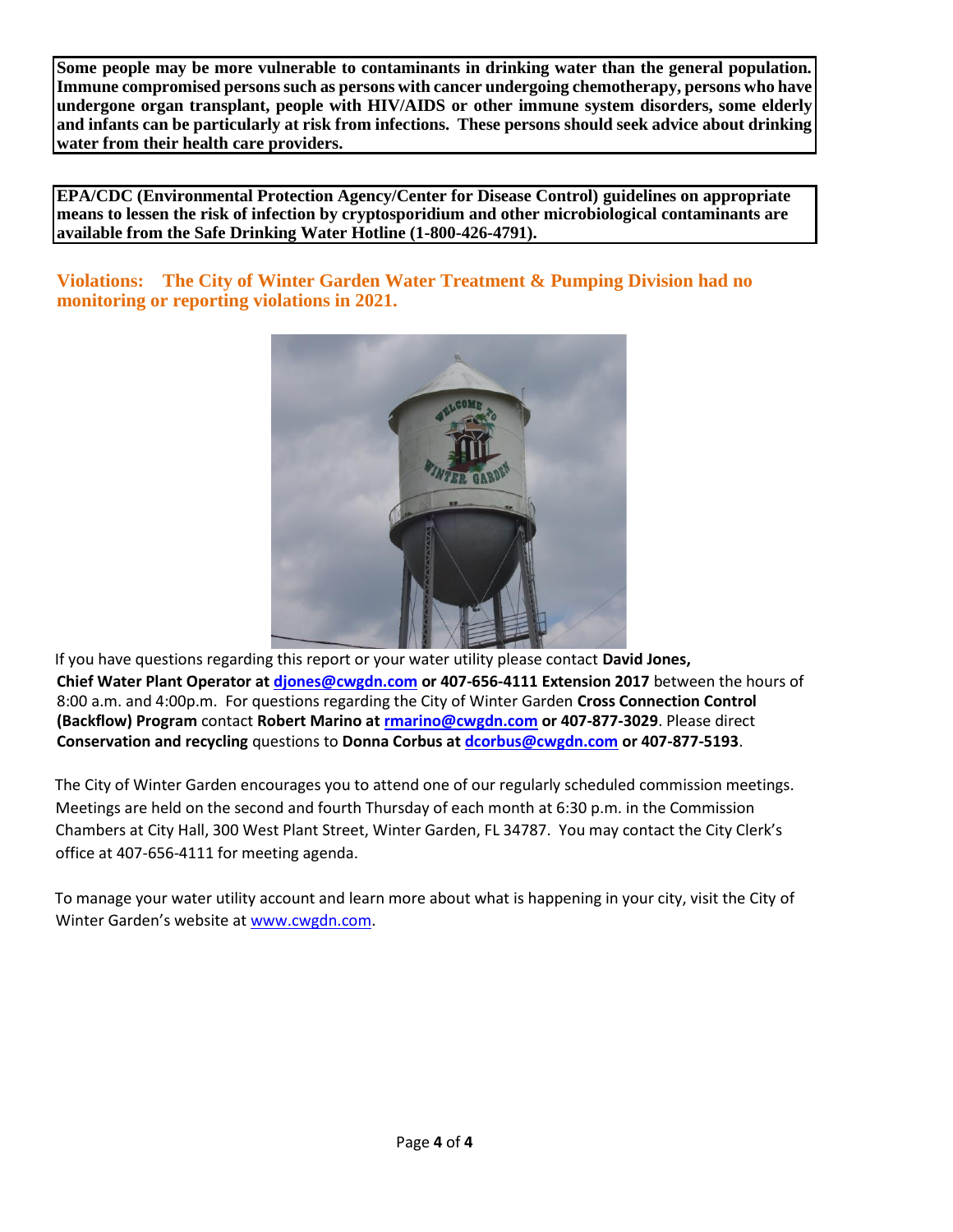**Some people may be more vulnerable to contaminants in drinking water than the general population. Immune compromised persons such as persons with cancer undergoing chemotherapy, persons who have undergone organ transplant, people with HIV/AIDS or other immune system disorders, some elderly and infants can be particularly at risk from infections. These persons should seek advice about drinking water from their health care providers.**

**EPA/CDC (Environmental Protection Agency/Center for Disease Control) guidelines on appropriate means to lessen the risk of infection by cryptosporidium and other microbiological contaminants are available from the Safe Drinking Water Hotline (1-800-426-4791).**

**Violations: The City of Winter Garden Water Treatment & Pumping Division had no monitoring or reporting violations in 2021.**

If you have questions regarding this report or your water utility please contact **David Jones, Chief Water Plant Operator at djones@cwgdn.com or 407-656-4111 Extension 2017** between the hours of 8:00 a.m. and 4:00p.m. For questions regarding the City of Winter Garden **Cross Connection Control (Backflow) Program** contact **Robert Marino at rmarino@cwgdn.com or 407-877-3029**. Please direct **Conservation and recycling** questions to **Donna Corbus at dcorbus@cwgdn.com or 407-877-5193**.

The City of Winter Garden encourages you to attend one of our regularly scheduled commission meetings. Meetings are held on the second and fourth Thursday of each month at 6:30 p.m. in the Commission Chambers at City Hall, 300 West Plant Street, Winter Garden, FL 34787. You may contact the City Clerk's office at 407-656-4111 for meeting agenda.

To manage your water utility account and learn more about what is happening in your city, visit the City of Winter Garden's website at www.cwgdn.com.